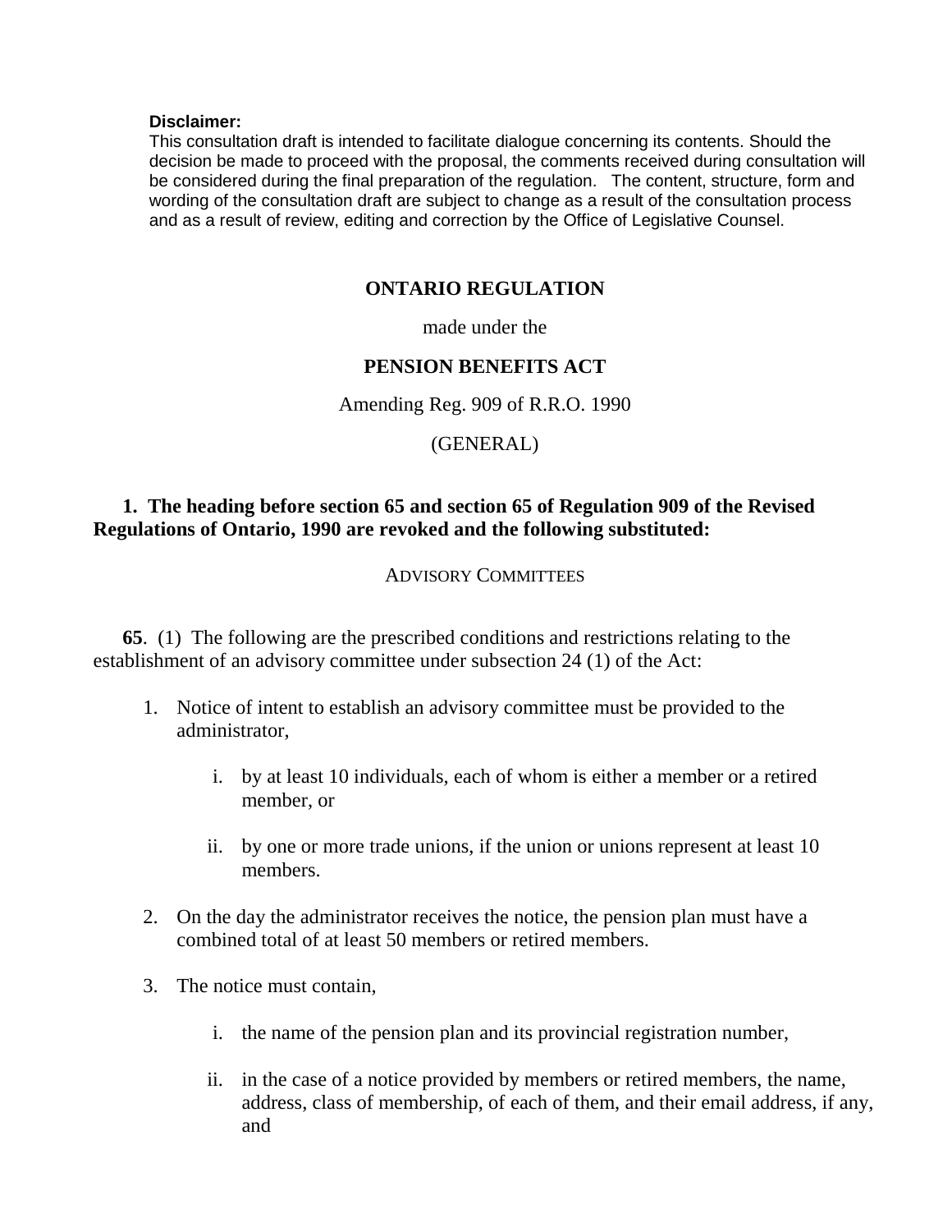**Disclaimer:**
This consultation draft is intended to facilitate dialogue concerning its contents. Should the decision be made to proceed with the proposal, the comments received during consultation will be considered during the final preparation of the regulation. The content, structure, form and wording of the consultation draft are subject to change as a result of the consultation process and as a result of review, editing and correction by the Office of Legislative Counsel.

# ONTARIO REGULATION

made under the

## PENSION BENEFITS ACT

Amending Reg. 909 of R.R.O. 1990

(GENERAL)

**1. The heading before section 65 and section 65 of Regulation 909 of the Revised Regulations of Ontario, 1990 are revoked and the following substituted:**

ADVISORY COMMITTEES

**65**. (1) The following are the prescribed conditions and restrictions relating to the establishment of an advisory committee under subsection 24 (1) of the Act:

1. Notice of intent to establish an advisory committee must be provided to the administrator,
   i. by at least 10 individuals, each of whom is either a member or a retired member, or
   ii. by one or more trade unions, if the union or unions represent at least 10 members.
2. On the day the administrator receives the notice, the pension plan must have a combined total of at least 50 members or retired members.
3. The notice must contain,
   i. the name of the pension plan and its provincial registration number,
   ii. in the case of a notice provided by members or retired members, the name, address, class of membership, of each of them, and their email address, if any, and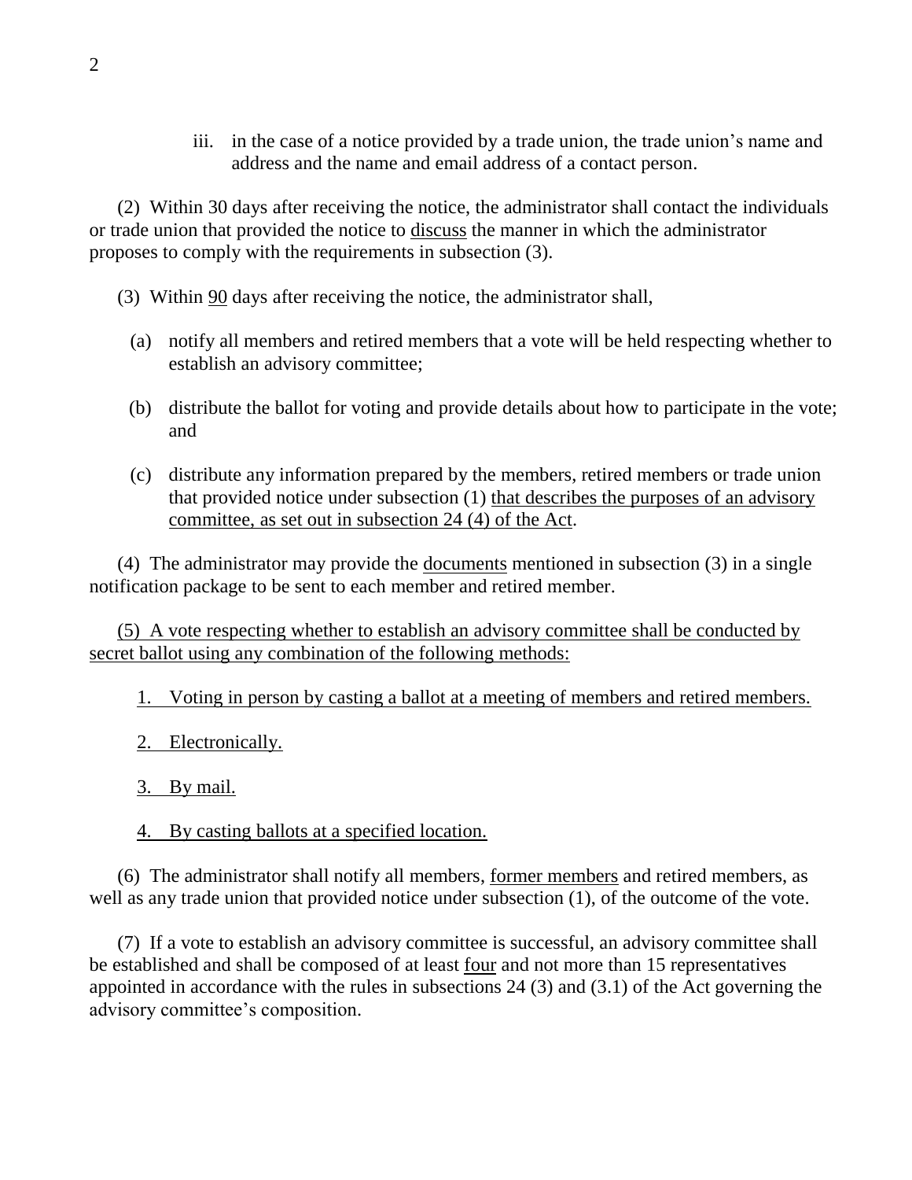iii. in the case of a notice provided by a trade union, the trade union's name and address and the name and email address of a contact person.

(2) Within 30 days after receiving the notice, the administrator shall contact the individuals or trade union that provided the notice to discuss the manner in which the administrator proposes to comply with the requirements in subsection (3).

(3) Within 90 days after receiving the notice, the administrator shall,

(a) notify all members and retired members that a vote will be held respecting whether to establish an advisory committee;

(b) distribute the ballot for voting and provide details about how to participate in the vote; and

(c) distribute any information prepared by the members, retired members or trade union that provided notice under subsection (1) that describes the purposes of an advisory committee, as set out in subsection 24 (4) of the Act.

(4) The administrator may provide the documents mentioned in subsection (3) in a single notification package to be sent to each member and retired member.

(5) A vote respecting whether to establish an advisory committee shall be conducted by secret ballot using any combination of the following methods:

1. Voting in person by casting a ballot at a meeting of members and retired members.

2. Electronically.

3. By mail.

4. By casting ballots at a specified location.

(6) The administrator shall notify all members, former members and retired members, as well as any trade union that provided notice under subsection (1), of the outcome of the vote.

(7) If a vote to establish an advisory committee is successful, an advisory committee shall be established and shall be composed of at least four and not more than 15 representatives appointed in accordance with the rules in subsections 24 (3) and (3.1) of the Act governing the advisory committee's composition.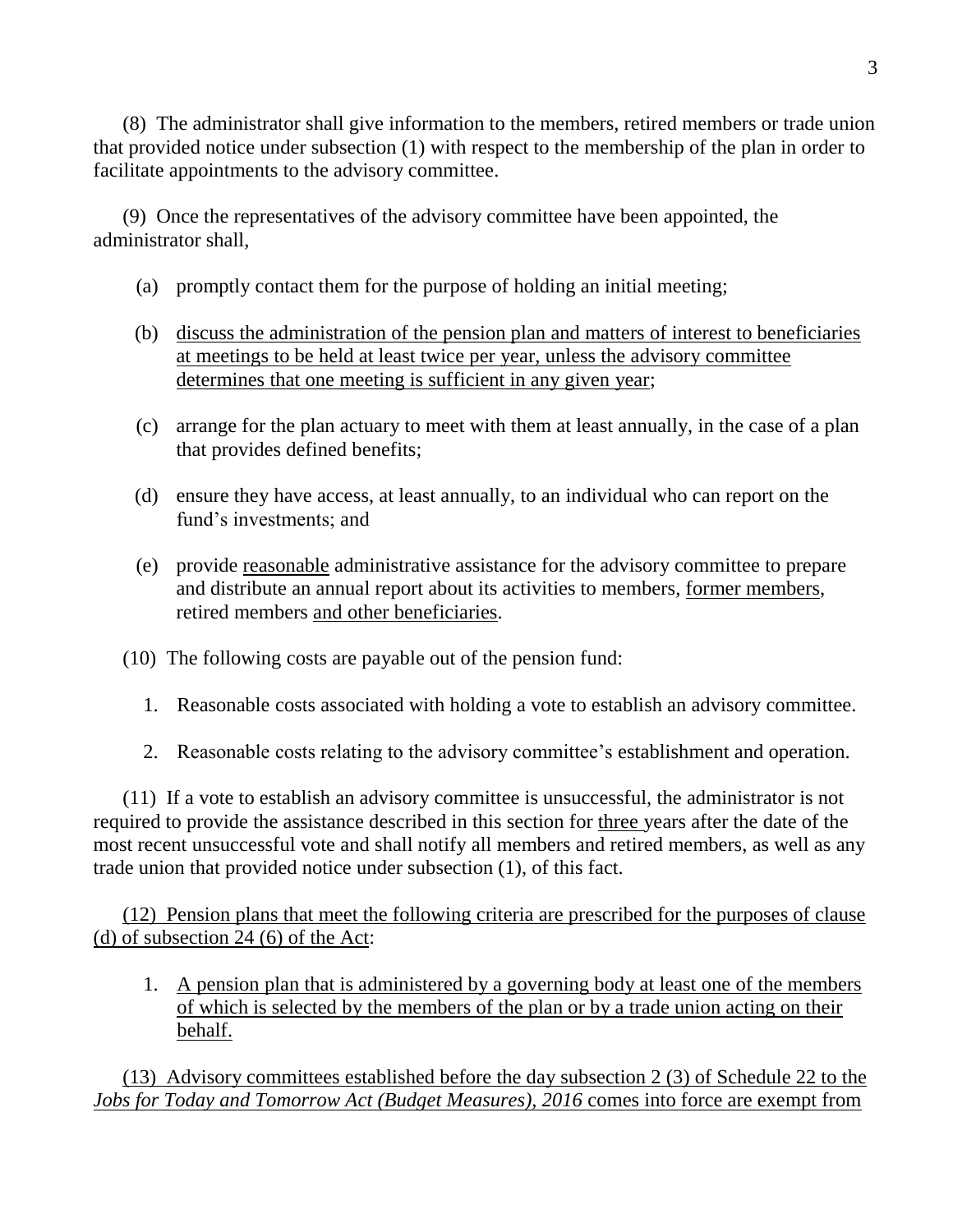(8) The administrator shall give information to the members, retired members or trade union that provided notice under subsection (1) with respect to the membership of the plan in order to facilitate appointments to the advisory committee.

(9) Once the representatives of the advisory committee have been appointed, the administrator shall,

- (a) promptly contact them for the purpose of holding an initial meeting;
- (b) <u>discuss the administration of the pension plan and matters of interest to beneficiaries at meetings to be held at least twice per year, unless the advisory committee determines that one meeting is sufficient in any given year</u>;
- (c) arrange for the plan actuary to meet with them at least annually, in the case of a plan that provides defined benefits;
- (d) ensure they have access, at least annually, to an individual who can report on the fund's investments; and
- (e) provide <u>reasonable</u> administrative assistance for the advisory committee to prepare and distribute an annual report about its activities to members, <u>former members</u>, retired members <u>and other beneficiaries</u>.

(10) The following costs are payable out of the pension fund:

1. Reasonable costs associated with holding a vote to establish an advisory committee.
2. Reasonable costs relating to the advisory committee's establishment and operation.

(11) If a vote to establish an advisory committee is unsuccessful, the administrator is not required to provide the assistance described in this section for <u>three</u> years after the date of the most recent unsuccessful vote and shall notify all members and retired members, as well as any trade union that provided notice under subsection (1), of this fact.

<u>(12) Pension plans that meet the following criteria are prescribed for the purposes of clause (d) of subsection 24 (6) of the Act</u>:

1. <u>A pension plan that is administered by a governing body at least one of the members of which is selected by the members of the plan or by a trade union acting on their behalf.</u>

<u>(13) Advisory committees established before the day subsection 2 (3) of Schedule 22 to the *Jobs for Today and Tomorrow Act (Budget Measures), 2016* comes into force are exempt from</u>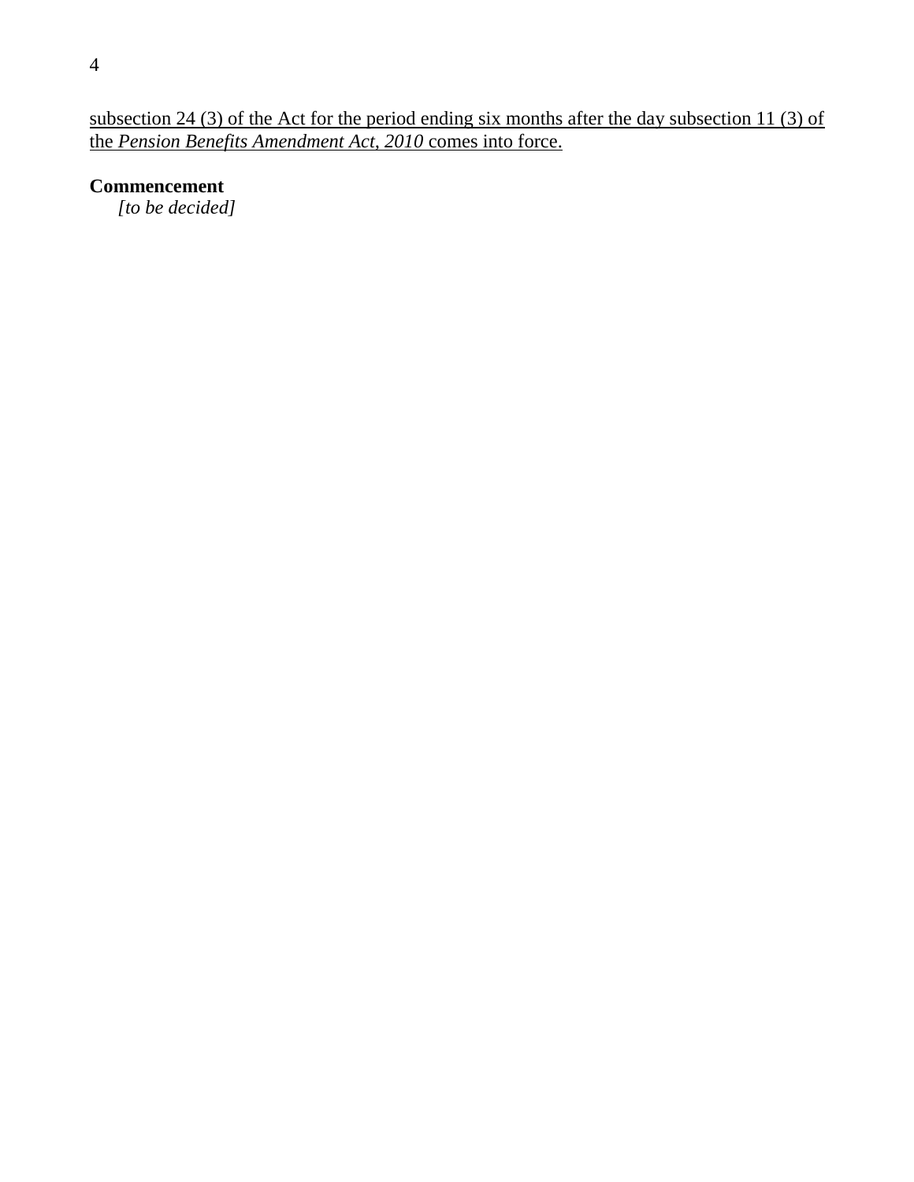<u>subsection 24 (3) of the Act for the period ending six months after the day subsection 11 (3) of the *Pension Benefits Amendment Act, 2010* comes into force.</u>

**Commencement**

*[to be decided]*